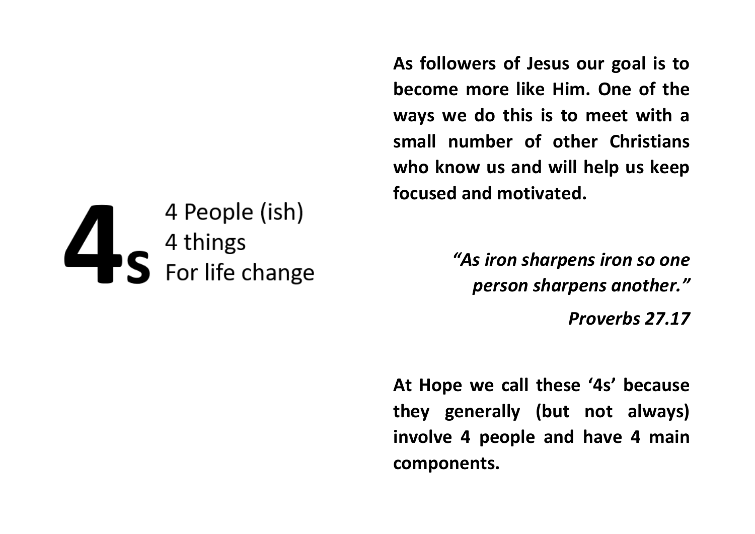# 4s

4 People (ish)
4 things
For life change

**As followers of Jesus our goal is to become more like Him. One of the ways we do this is to meet with a small number of other Christians who know us and will help us keep focused and motivated.**

***"As iron sharpens iron so one person sharpens another."***

***Proverbs 27.17***

**At Hope we call these '4s' because they generally (but not always) involve 4 people and have 4 main components.**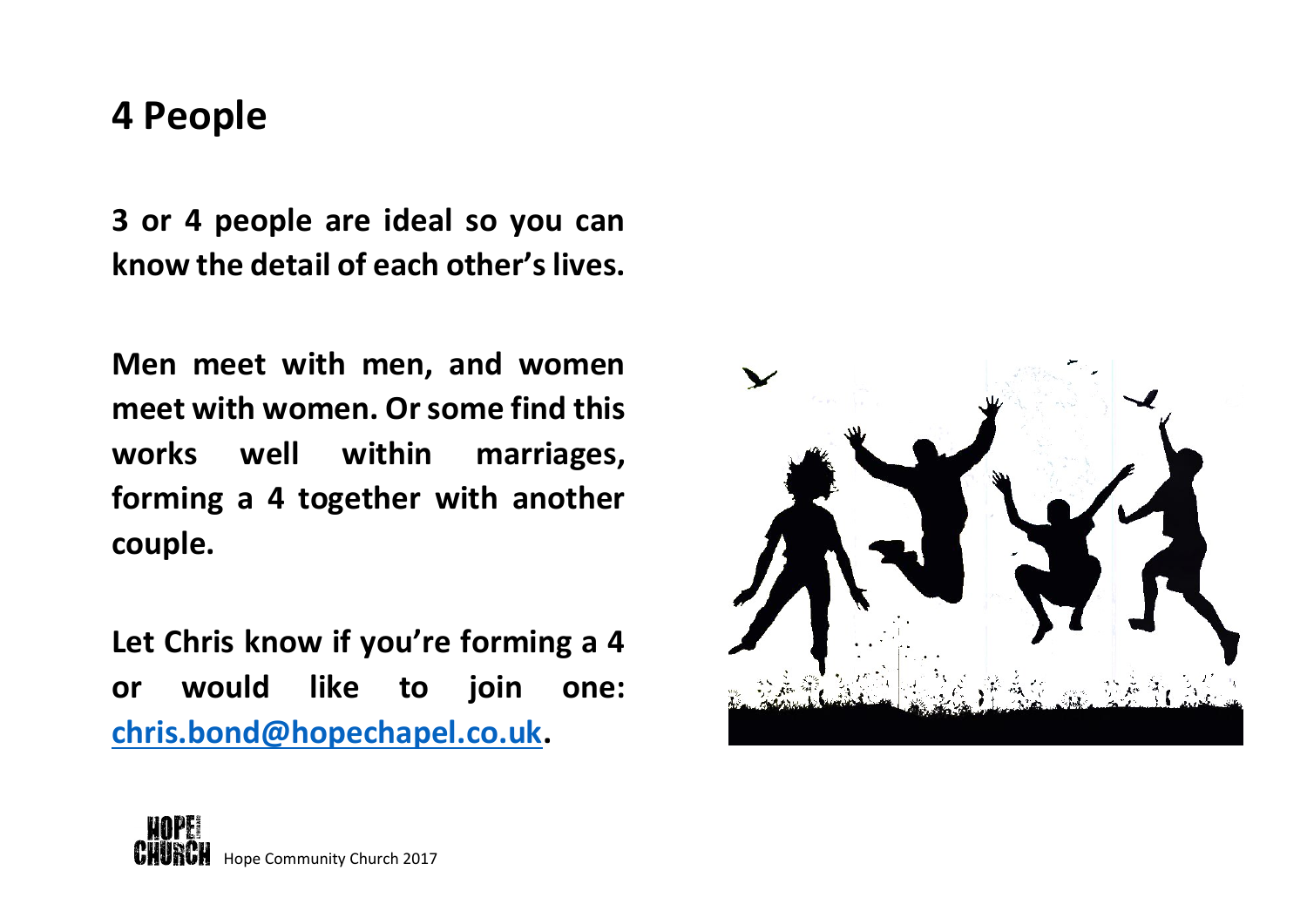# 4 People

**3 or 4 people are ideal so you can know the detail of each other's lives.**

**Men meet with men, and women meet with women. Or some find this works well within marriages, forming a 4 together with another couple.**

**Let Chris know if you're forming a 4 or would like to join one: [chris.bond@hopechapel.co.uk](mailto:chris.bond@hopechapel.co.uk).**

Hope Community Church 2017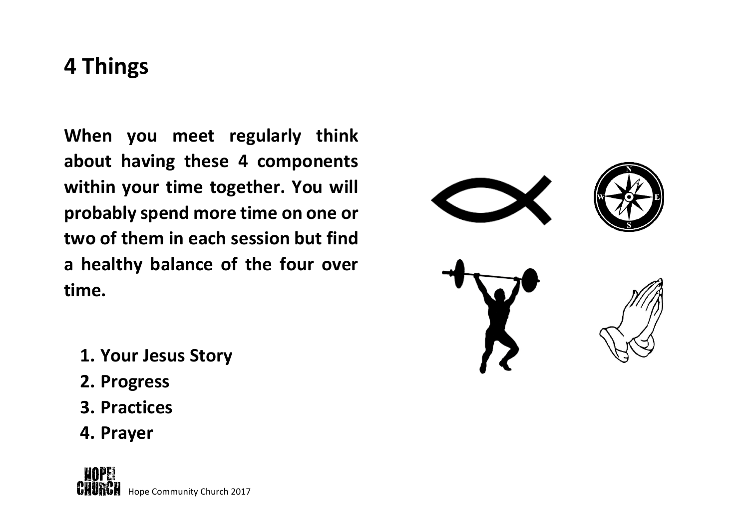# 4 Things

**When you meet regularly think about having these 4 components within your time together. You will probably spend more time on one or two of them in each session but find a healthy balance of the four over time.**

1. **Your Jesus Story**
2. **Progress**
3. **Practices**
4. **Prayer**

Hope Community Church 2017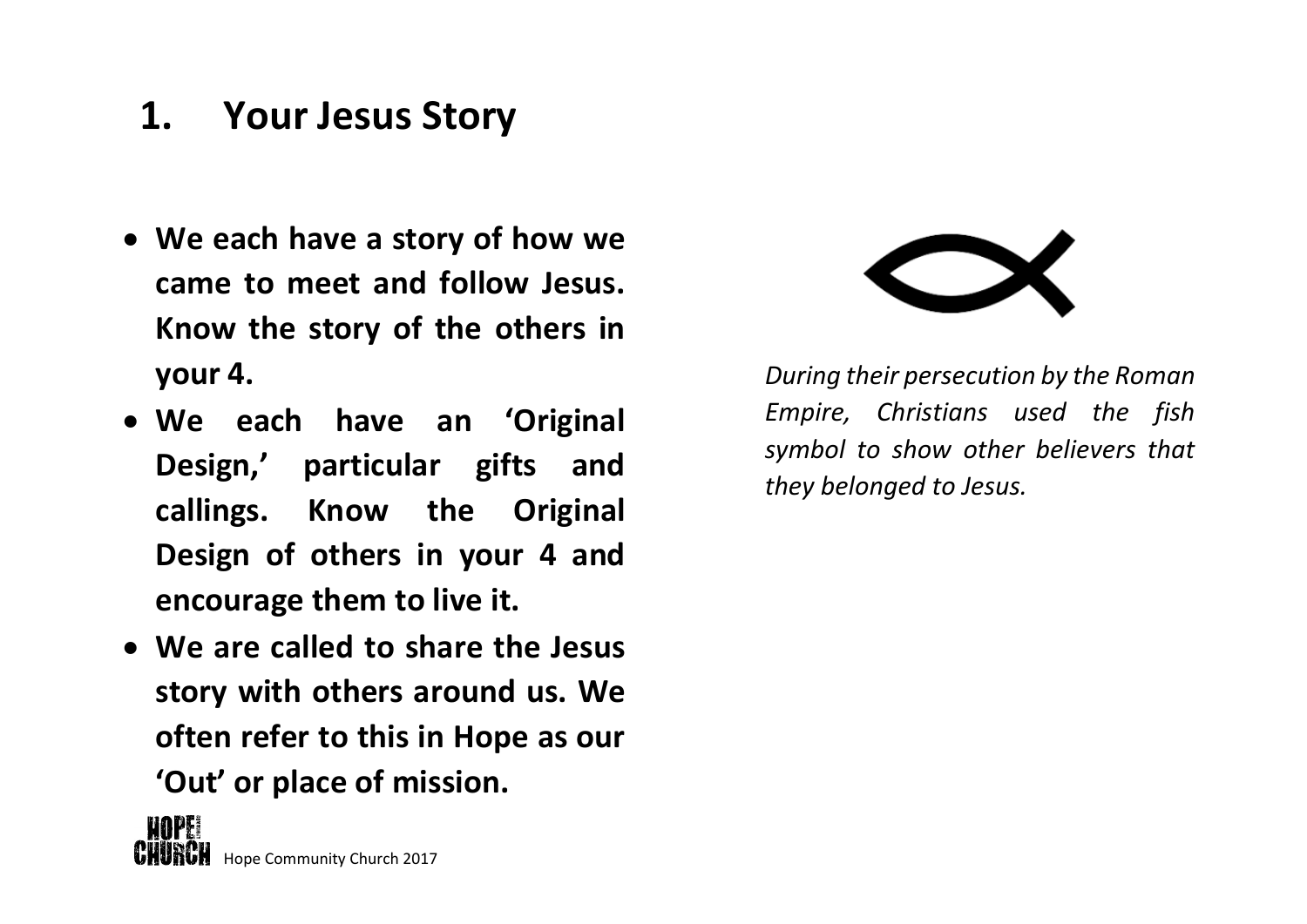# 1. Your Jesus Story

- **We each have a story of how we came to meet and follow Jesus. Know the story of the others in your 4.**
- **We each have an 'Original Design,' particular gifts and callings. Know the Original Design of others in your 4 and encourage them to live it.**
- **We are called to share the Jesus story with others around us. We often refer to this in Hope as our 'Out' or place of mission.**

*During their persecution by the Roman Empire, Christians used the fish symbol to show other believers that they belonged to Jesus.*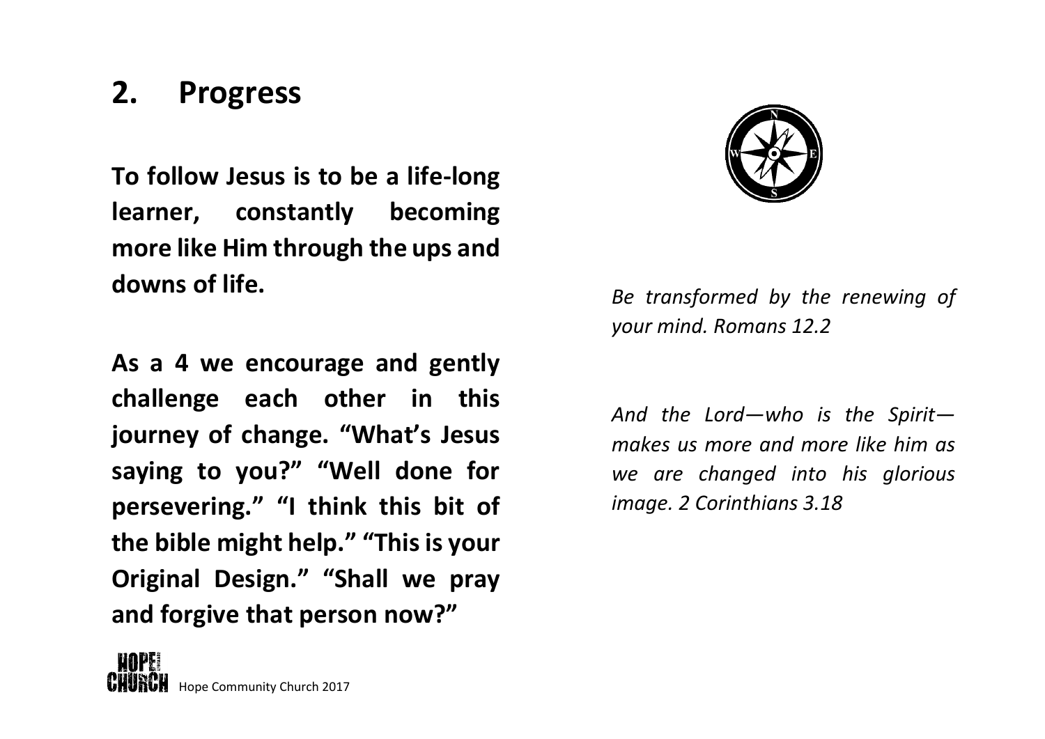## 2. Progress

**To follow Jesus is to be a life-long learner, constantly becoming more like Him through the ups and downs of life.**

**As a 4 we encourage and gently challenge each other in this journey of change. "What's Jesus saying to you?" "Well done for persevering." "I think this bit of the bible might help." "This is your Original Design." "Shall we pray and forgive that person now?"**

*Be transformed by the renewing of your mind. Romans 12.2*

*And the Lord—who is the Spirit—makes us more and more like him as we are changed into his glorious image. 2 Corinthians 3.18*

Hope Community Church 2017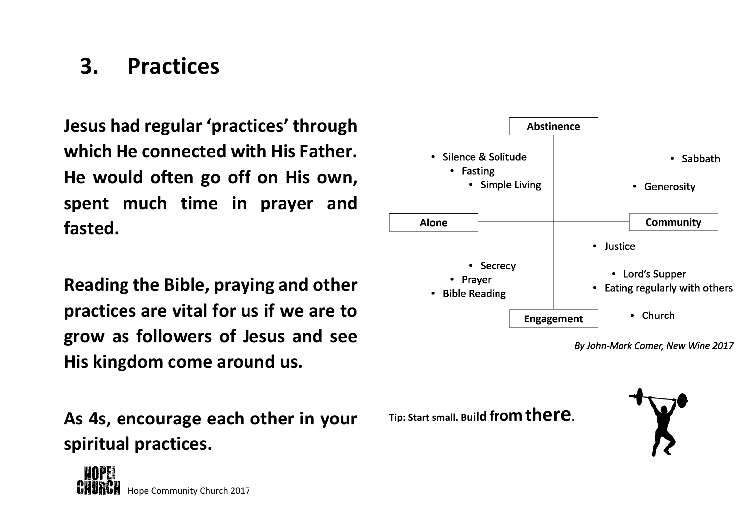# 3. Practices

**Jesus had regular 'practices' through which He connected with His Father. He would often go off on His own, spent much time in prayer and fasted.**

**Reading the Bible, praying and other practices are vital for us if we are to grow as followers of Jesus and see His kingdom come around us.**

**As 4s, encourage each other in your spiritual practices.**

Abstinence

- Silence & Solitude
- Fasting
- Simple Living

- Sabbath
- Generosity

Alone

Community

- Justice

- Secrecy
- Prayer
- Bible Reading

- Lord's Supper
- Eating regularly with others
- Church

Engagement

*By John-Mark Comer, New Wine 2017*

**Tip: Start small. Build from there.**

Hope Community Church 2017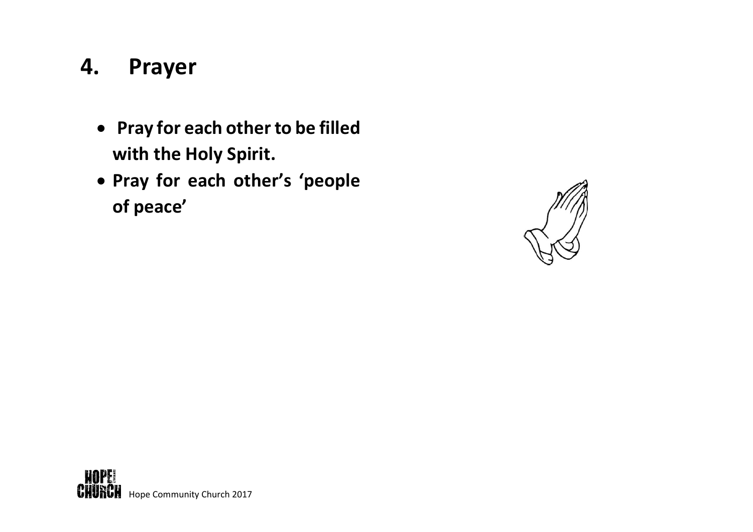# 4. Prayer

- **Pray for each other to be filled with the Holy Spirit.**
- **Pray for each other's 'people of peace'**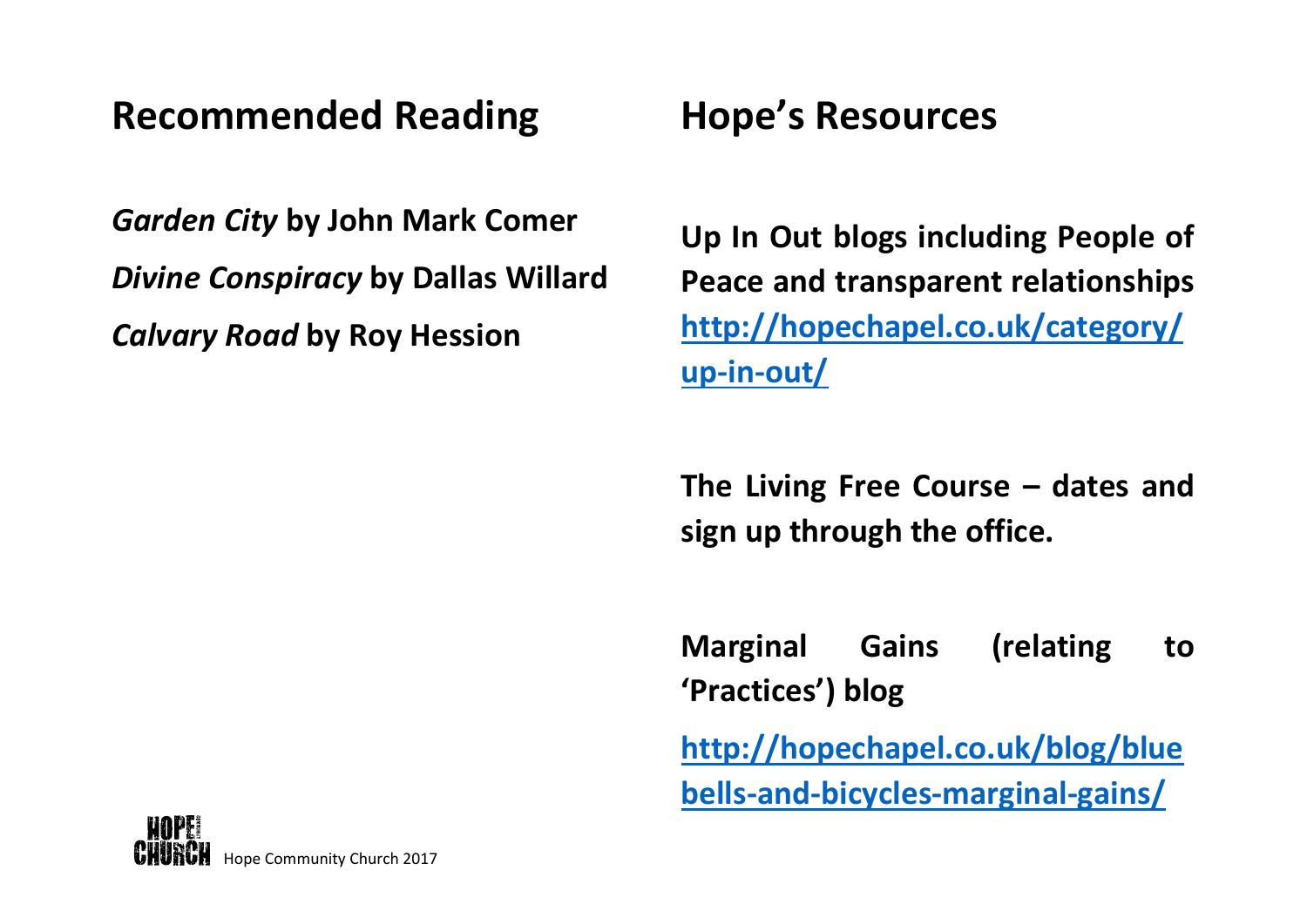## Recommended Reading

*Garden City* **by John Mark Comer**

*Divine Conspiracy* **by Dallas Willard**

*Calvary Road* **by Roy Hession**

## Hope's Resources

**Up In Out blogs including People of Peace and transparent relationships [http://hopechapel.co.uk/category/up-in-out/](http://hopechapel.co.uk/category/up-in-out/)**

**The Living Free Course – dates and sign up through the office.**

**Marginal Gains (relating to 'Practices') blog**

**[http://hopechapel.co.uk/blog/bluebells-and-bicycles-marginal-gains/](http://hopechapel.co.uk/blog/bluebells-and-bicycles-marginal-gains/)**

HOPE CHURCH Hope Community Church 2017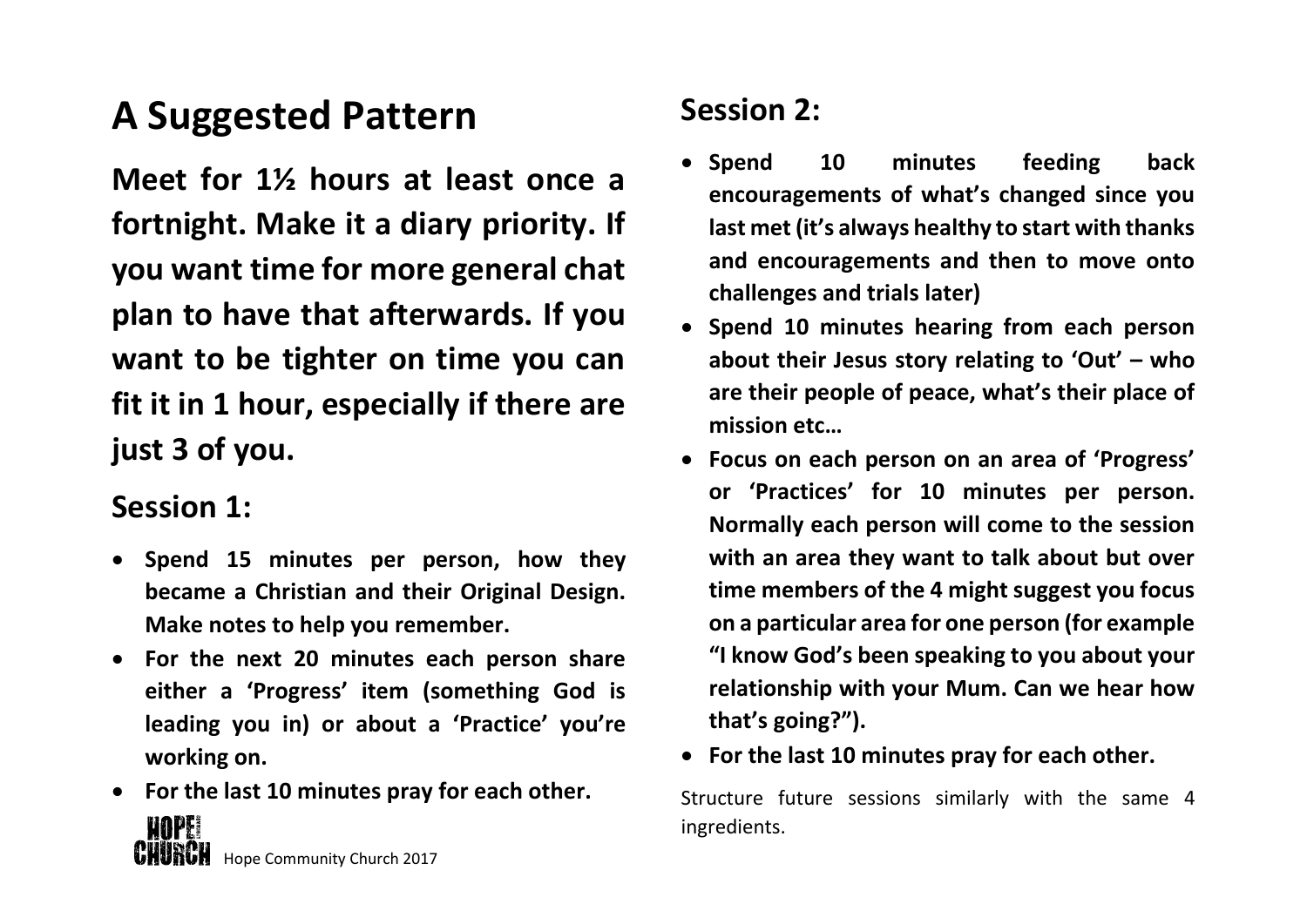# A Suggested Pattern

**Meet for 1½ hours at least once a fortnight. Make it a diary priority. If you want time for more general chat plan to have that afterwards. If you want to be tighter on time you can fit it in 1 hour, especially if there are just 3 of you.**

## Session 1:

- **Spend 15 minutes per person, how they became a Christian and their Original Design. Make notes to help you remember.**
- **For the next 20 minutes each person share either a 'Progress' item (something God is leading you in) or about a 'Practice' you're working on.**
- **For the last 10 minutes pray for each other.**

Hope Community Church 2017

## Session 2:

- **Spend 10 minutes feeding back encouragements of what's changed since you last met (it's always healthy to start with thanks and encouragements and then to move onto challenges and trials later)**
- **Spend 10 minutes hearing from each person about their Jesus story relating to 'Out' – who are their people of peace, what's their place of mission etc…**
- **Focus on each person on an area of 'Progress' or 'Practices' for 10 minutes per person. Normally each person will come to the session with an area they want to talk about but over time members of the 4 might suggest you focus on a particular area for one person (for example "I know God's been speaking to you about your relationship with your Mum. Can we hear how that's going?").**
- **For the last 10 minutes pray for each other.**

Structure future sessions similarly with the same 4 ingredients.